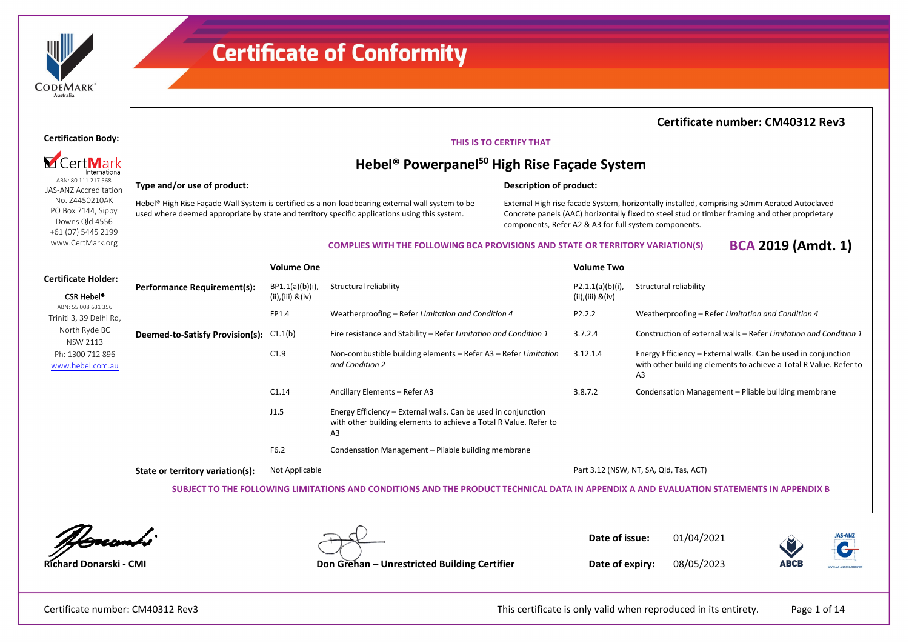# Certificate of Conformity

**Certificate number: CM40312 Rev3**

**Certification Body:**

CertMark International
ABN: 80 111 217 568
JAS-ANZ Accreditation No. Z4450210AK
PO Box 7144, Sippy Downs Qld 4556
+61 (07) 5445 2199
www.CertMark.org

**Certificate Holder:**

CSR Hebel®
ABN: 55 008 631 356
Triniti 3, 39 Delhi Rd, North Ryde BC NSW 2113
Ph: 1300 712 896
www.hebel.com.au

**THIS IS TO CERTIFY THAT**

## Hebel® Powerpanel[50] High Rise Façade System

**Type and/or use of product:**

Hebel® High Rise Façade Wall System is certified as a non-loadbearing external wall system to be used where deemed appropriate by state and territory specific applications using this system.

**Description of product:**

External High rise facade System, horizontally installed, comprising 50mm Aerated Autoclaved Concrete panels (AAC) horizontally fixed to steel stud or timber framing and other proprietary components, Refer A2 & A3 for full system components.

**COMPLIES WITH THE FOLLOWING BCA PROVISIONS AND STATE OR TERRITORY VARIATION(S)** **BCA 2019 (Amdt. 1)**

| | Volume One | | Volume Two | |
|---|---|---|---|---|
| **Performance Requirement(s):** | BP1.1(a)(b)(i),(ii),(iii) &(iv) | Structural reliability | P2.1.1(a)(b)(i),(ii),(iii) &(iv) | Structural reliability |
| | FP1.4 | Weatherproofing – Refer *Limitation and Condition 4* | P2.2.2 | Weatherproofing – Refer *Limitation and Condition 4* |
| **Deemed-to-Satisfy Provision(s):** | C1.1(b) | Fire resistance and Stability – Refer *Limitation and Condition 1* | 3.7.2.4 | Construction of external walls – Refer *Limitation and Condition 1* |
| | C1.9 | Non-combustible building elements – Refer A3 – Refer *Limitation and Condition 2* | 3.12.1.4 | Energy Efficiency – External walls. Can be used in conjunction with other building elements to achieve a Total R Value. Refer to A3 |
| | C1.14 | Ancillary Elements – Refer A3 | 3.8.7.2 | Condensation Management – Pliable building membrane |
| | J1.5 | Energy Efficiency – External walls. Can be used in conjunction with other building elements to achieve a Total R Value. Refer to A3 | | |
| | F6.2 | Condensation Management – Pliable building membrane | | |
| **State or territory variation(s):** | Not Applicable | | Part 3.12 (NSW, NT, SA, Qld, Tas, ACT) | |

**SUBJECT TO THE FOLLOWING LIMITATIONS AND CONDITIONS AND THE PRODUCT TECHNICAL DATA IN APPENDIX A AND EVALUATION STATEMENTS IN APPENDIX B**

**Richard Donarski - CMI**

**Don Grehan – Unrestricted Building Certifier**

**Date of issue:** 01/04/2021

**Date of expiry:** 08/05/2023

This certificate is only valid when reproduced in its entirety.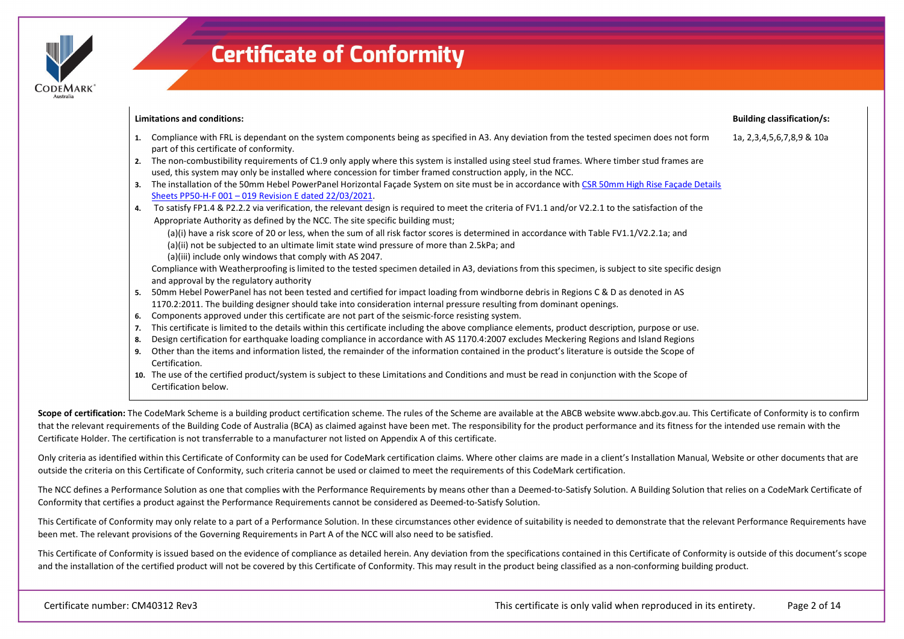# Certificate of Conformity

**Limitations and conditions:**

**Building classification/s:** 1a, 2,3,4,5,6,7,8,9 & 10a

1. Compliance with FRL is dependant on the system components being as specified in A3. Any deviation from the tested specimen does not form part of this certificate of conformity.
2. The non-combustibility requirements of C1.9 only apply where this system is installed using steel stud frames. Where timber stud frames are used, this system may only be installed where concession for timber framed construction apply, in the NCC.
3. The installation of the 50mm Hebel PowerPanel Horizontal Façade System on site must be in accordance with [CSR 50mm High Rise Façade Details Sheets PP50-H-F 001 – 019 Revision E dated 22/03/2021](#).
4. To satisfy FP1.4 & P2.2.2 via verification, the relevant design is required to meet the criteria of FV1.1 and/or V2.2.1 to the satisfaction of the Appropriate Authority as defined by the NCC. The site specific building must;
   (a)(i) have a risk score of 20 or less, when the sum of all risk factor scores is determined in accordance with Table FV1.1/V2.2.1a; and
   (a)(ii) not be subjected to an ultimate limit state wind pressure of more than 2.5kPa; and
   (a)(iii) include only windows that comply with AS 2047.

   Compliance with Weatherproofing is limited to the tested specimen detailed in A3, deviations from this specimen, is subject to site specific design and approval by the regulatory authority
5. 50mm Hebel PowerPanel has not been tested and certified for impact loading from windborne debris in Regions C & D as denoted in AS 1170.2:2011. The building designer should take into consideration internal pressure resulting from dominant openings.
6. Components approved under this certificate are not part of the seismic-force resisting system.
7. This certificate is limited to the details within this certificate including the above compliance elements, product description, purpose or use.
8. Design certification for earthquake loading compliance in accordance with AS 1170.4:2007 excludes Meckering Regions and Island Regions
9. Other than the items and information listed, the remainder of the information contained in the product's literature is outside the Scope of Certification.
10. The use of the certified product/system is subject to these Limitations and Conditions and must be read in conjunction with the Scope of Certification below.

**Scope of certification:** The CodeMark Scheme is a building product certification scheme. The rules of the Scheme are available at the ABCB website www.abcb.gov.au. This Certificate of Conformity is to confirm that the relevant requirements of the Building Code of Australia (BCA) as claimed against have been met. The responsibility for the product performance and its fitness for the intended use remain with the Certificate Holder. The certification is not transferrable to a manufacturer not listed on Appendix A of this certificate.

Only criteria as identified within this Certificate of Conformity can be used for CodeMark certification claims. Where other claims are made in a client's Installation Manual, Website or other documents that are outside the criteria on this Certificate of Conformity, such criteria cannot be used or claimed to meet the requirements of this CodeMark certification.

The NCC defines a Performance Solution as one that complies with the Performance Requirements by means other than a Deemed-to-Satisfy Solution. A Building Solution that relies on a CodeMark Certificate of Conformity that certifies a product against the Performance Requirements cannot be considered as Deemed-to-Satisfy Solution.

This Certificate of Conformity may only relate to a part of a Performance Solution. In these circumstances other evidence of suitability is needed to demonstrate that the relevant Performance Requirements have been met. The relevant provisions of the Governing Requirements in Part A of the NCC will also need to be satisfied.

This Certificate of Conformity is issued based on the evidence of compliance as detailed herein. Any deviation from the specifications contained in this Certificate of Conformity is outside of this document's scope and the installation of the certified product will not be covered by this Certificate of Conformity. This may result in the product being classified as a non-conforming building product.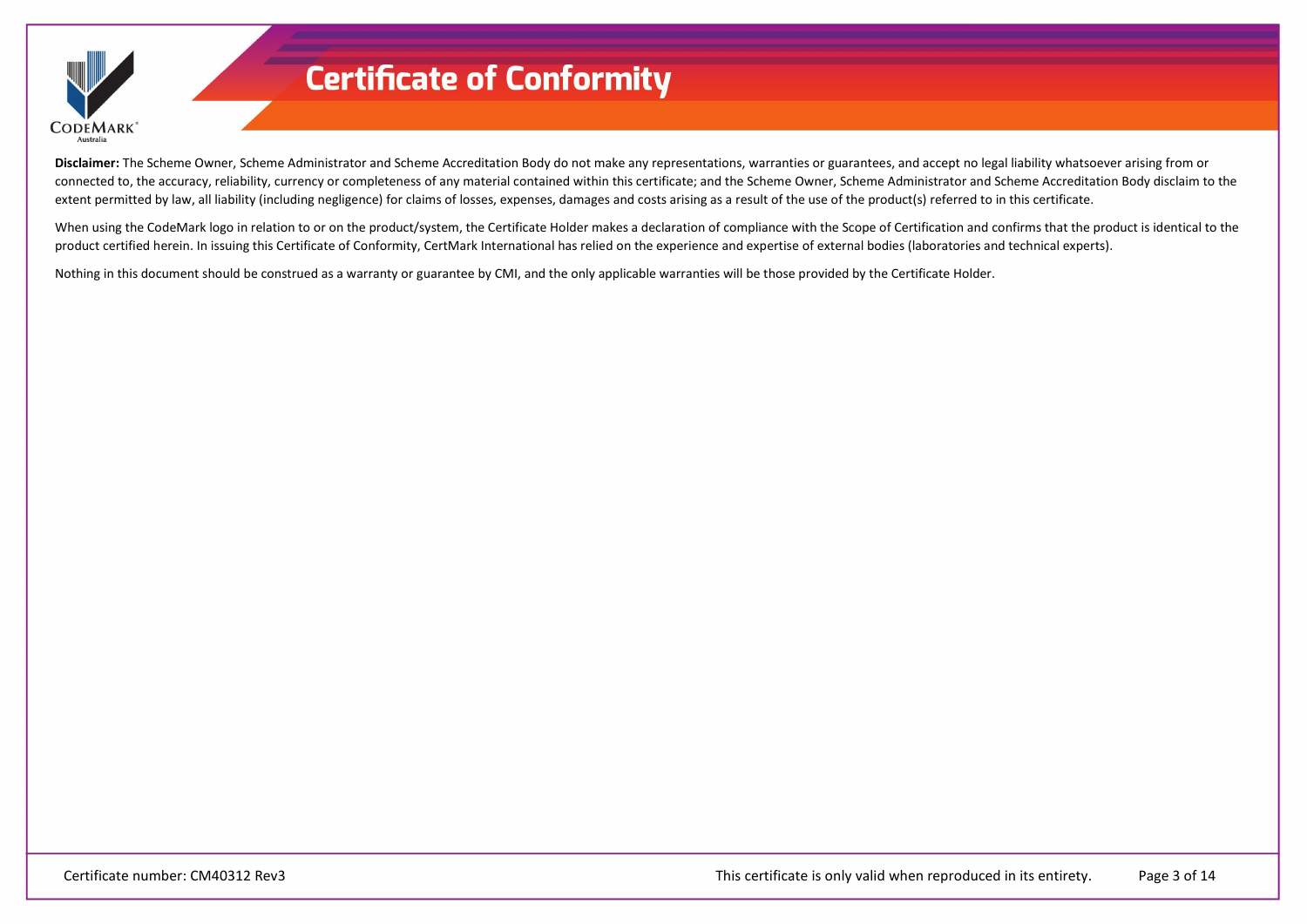**Disclaimer:** The Scheme Owner, Scheme Administrator and Scheme Accreditation Body do not make any representations, warranties or guarantees, and accept no legal liability whatsoever arising from or connected to, the accuracy, reliability, currency or completeness of any material contained within this certificate; and the Scheme Owner, Scheme Administrator and Scheme Accreditation Body disclaim to the extent permitted by law, all liability (including negligence) for claims of losses, expenses, damages and costs arising as a result of the use of the product(s) referred to in this certificate.

When using the CodeMark logo in relation to or on the product/system, the Certificate Holder makes a declaration of compliance with the Scope of Certification and confirms that the product is identical to the product certified herein. In issuing this Certificate of Conformity, CertMark International has relied on the experience and expertise of external bodies (laboratories and technical experts).

Nothing in this document should be construed as a warranty or guarantee by CMI, and the only applicable warranties will be those provided by the Certificate Holder.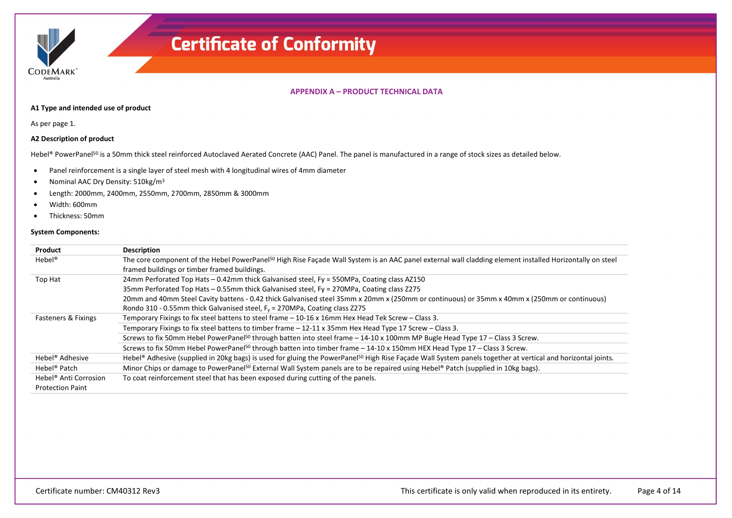## APPENDIX A – PRODUCT TECHNICAL DATA

**A1 Type and intended use of product**

As per page 1.

**A2 Description of product**

Hebel® PowerPanel[50] is a 50mm thick steel reinforced Autoclaved Aerated Concrete (AAC) Panel. The panel is manufactured in a range of stock sizes as detailed below.

- Panel reinforcement is a single layer of steel mesh with 4 longitudinal wires of 4mm diameter
- Nominal AAC Dry Density: 510kg/m³
- Length: 2000mm, 2400mm, 2550mm, 2700mm, 2850mm & 3000mm
- Width: 600mm
- Thickness: 50mm

**System Components:**

| Product | Description |
|---|---|
| Hebel® | The core component of the Hebel PowerPanel[50] High Rise Façade Wall System is an AAC panel external wall cladding element installed Horizontally on steel framed buildings or timber framed buildings. |
| Top Hat | 24mm Perforated Top Hats – 0.42mm thick Galvanised steel, Fy = 550MPa, Coating class AZ150<br>35mm Perforated Top Hats – 0.55mm thick Galvanised steel, Fy = 270MPa, Coating class Z275<br>20mm and 40mm Steel Cavity battens - 0.42 thick Galvanised steel 35mm x 20mm x (250mm or continuous) or 35mm x 40mm x (250mm or continuous)<br>Rondo 310 - 0.55mm thick Galvanised steel, $F_y$ = 270MPa, Coating class Z275 |
| Fasteners & Fixings | Temporary Fixings to fix steel battens to steel frame – 10-16 x 16mm Hex Head Tek Screw – Class 3. |
| | Temporary Fixings to fix steel battens to timber frame – 12-11 x 35mm Hex Head Type 17 Screw – Class 3. |
| | Screws to fix 50mm Hebel PowerPanel[50] through batten into steel frame – 14-10 x 100mm MP Bugle Head Type 17 – Class 3 Screw. |
| | Screws to fix 50mm Hebel PowerPanel[50] through batten into timber frame – 14-10 x 150mm HEX Head Type 17 – Class 3 Screw. |
| Hebel® Adhesive | Hebel® Adhesive (supplied in 20kg bags) is used for gluing the PowerPanel[50] High Rise Façade Wall System panels together at vertical and horizontal joints. |
| Hebel® Patch | Minor Chips or damage to PowerPanel[50] External Wall System panels are to be repaired using Hebel® Patch (supplied in 10kg bags). |
| Hebel® Anti Corrosion Protection Paint | To coat reinforcement steel that has been exposed during cutting of the panels. |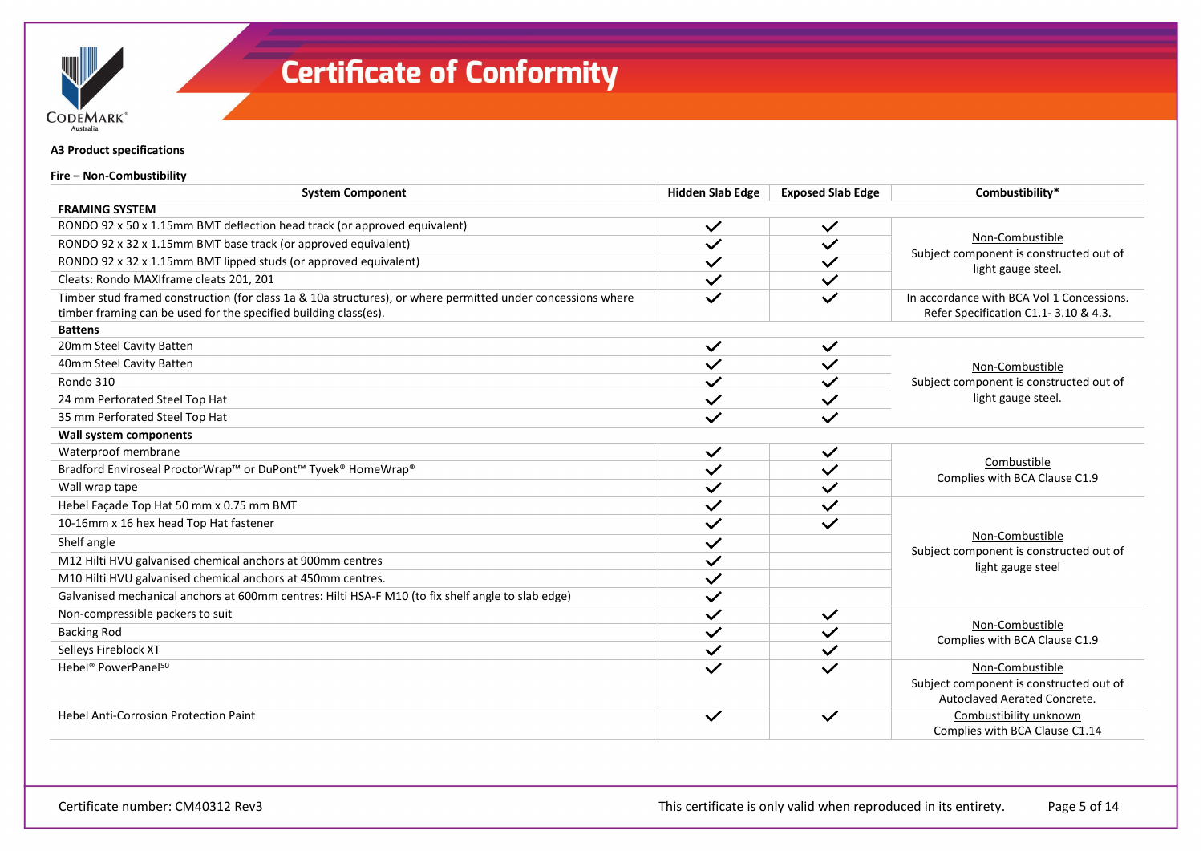# Certificate of Conformity

**A3 Product specifications**

**Fire – Non-Combustibility**

| System Component | Hidden Slab Edge | Exposed Slab Edge | Combustibility* |
|---|---|---|---|
| **FRAMING SYSTEM** | | | |
| RONDO 92 x 50 x 1.15mm BMT deflection head track (or approved equivalent) | ✓ | ✓ | Non-Combustible<br>Subject component is constructed out of light gauge steel. |
| RONDO 92 x 32 x 1.15mm BMT base track (or approved equivalent) | ✓ | ✓ | |
| RONDO 92 x 32 x 1.15mm BMT lipped studs (or approved equivalent) | ✓ | ✓ | |
| Cleats: Rondo MAXIframe cleats 201, 201 | ✓ | ✓ | |
| Timber stud framed construction (for class 1a & 10a structures), or where permitted under concessions where timber framing can be used for the specified building class(es). | ✓ | ✓ | In accordance with BCA Vol 1 Concessions. Refer Specification C1.1- 3.10 & 4.3. |
| **Battens** | | | |
| 20mm Steel Cavity Batten | ✓ | ✓ | Non-Combustible<br>Subject component is constructed out of light gauge steel. |
| 40mm Steel Cavity Batten | ✓ | ✓ | |
| Rondo 310 | ✓ | ✓ | |
| 24 mm Perforated Steel Top Hat | ✓ | ✓ | |
| 35 mm Perforated Steel Top Hat | ✓ | ✓ | |
| **Wall system components** | | | |
| Waterproof membrane | ✓ | ✓ | Combustible<br>Complies with BCA Clause C1.9 |
| Bradford Enviroseal ProctorWrap™ or DuPont™ Tyvek® HomeWrap® | ✓ | ✓ | |
| Wall wrap tape | ✓ | ✓ | |
| Hebel Façade Top Hat 50 mm x 0.75 mm BMT | ✓ | ✓ | Non-Combustible<br>Subject component is constructed out of light gauge steel |
| 10-16mm x 16 hex head Top Hat fastener | ✓ | ✓ | |
| Shelf angle | ✓ | | |
| M12 Hilti HVU galvanised chemical anchors at 900mm centres | ✓ | | |
| M10 Hilti HVU galvanised chemical anchors at 450mm centres. | ✓ | | |
| Galvanised mechanical anchors at 600mm centres: Hilti HSA-F M10 (to fix shelf angle to slab edge) | ✓ | | |
| Non-compressible packers to suit | ✓ | ✓ | Non-Combustible<br>Complies with BCA Clause C1.9 |
| Backing Rod | ✓ | ✓ | |
| Selleys Fireblock XT | ✓ | ✓ | |
| Hebel® PowerPanel50 | ✓ | ✓ | Non-Combustible<br>Subject component is constructed out of Autoclaved Aerated Concrete. |
| Hebel Anti-Corrosion Protection Paint | ✓ | ✓ | Combustibility unknown<br>Complies with BCA Clause C1.14 |

Certificate number: CM40312 Rev3

This certificate is only valid when reproduced in its entirety.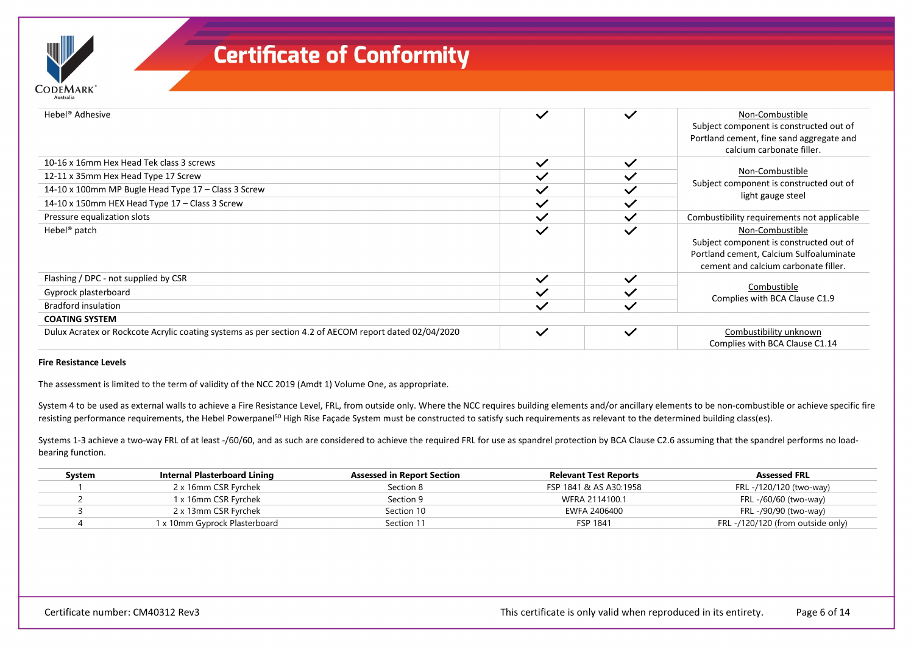| | | | |
|---|---|---|---|
| Hebel® Adhesive | ✓ | ✓ | Non-Combustible<br>Subject component is constructed out of Portland cement, fine sand aggregate and calcium carbonate filler. |
| 10-16 x 16mm Hex Head Tek class 3 screws | ✓ | ✓ | Non-Combustible<br>Subject component is constructed out of light gauge steel |
| 12-11 x 35mm Hex Head Type 17 Screw | ✓ | ✓ | |
| 14-10 x 100mm MP Bugle Head Type 17 – Class 3 Screw | ✓ | ✓ | |
| 14-10 x 150mm HEX Head Type 17 – Class 3 Screw | ✓ | ✓ | |
| Pressure equalization slots | ✓ | ✓ | Combustibility requirements not applicable |
| Hebel® patch | ✓ | ✓ | Non-Combustible<br>Subject component is constructed out of Portland cement, Calcium Sulfoaluminate cement and calcium carbonate filler. |
| Flashing / DPC - not supplied by CSR | ✓ | ✓ | Combustible<br>Complies with BCA Clause C1.9 |
| Gyprock plasterboard | ✓ | ✓ | |
| Bradford insulation | ✓ | ✓ | |
| **COATING SYSTEM** | | | |
| Dulux Acratex or Rockcote Acrylic coating systems as per section 4.2 of AECOM report dated 02/04/2020 | ✓ | ✓ | Combustibility unknown<br>Complies with BCA Clause C1.14 |

**Fire Resistance Levels**

The assessment is limited to the term of validity of the NCC 2019 (Amdt 1) Volume One, as appropriate.

System 4 to be used as external walls to achieve a Fire Resistance Level, FRL, from outside only. Where the NCC requires building elements and/or ancillary elements to be non-combustible or achieve specific fire resisting performance requirements, the Hebel Powerpanel[50] High Rise Façade System must be constructed to satisfy such requirements as relevant to the determined building class(es).

Systems 1-3 achieve a two-way FRL of at least -/60/60, and as such are considered to achieve the required FRL for use as spandrel protection by BCA Clause C2.6 assuming that the spandrel performs no load-bearing function.

| System | Internal Plasterboard Lining | Assessed in Report Section | Relevant Test Reports | Assessed FRL |
|---|---|---|---|---|
| 1 | 2 x 16mm CSR Fyrchek | Section 8 | FSP 1841 & AS A30:1958 | FRL -/120/120 (two-way) |
| 2 | 1 x 16mm CSR Fyrchek | Section 9 | WFRA 2114100.1 | FRL -/60/60 (two-way) |
| 3 | 2 x 13mm CSR Fyrchek | Section 10 | EWFA 2406400 | FRL -/90/90 (two-way) |
| 4 | 1 x 10mm Gyprock Plasterboard | Section 11 | FSP 1841 | FRL -/120/120 (from outside only) |

Certificate number: CM40312 Rev3

This certificate is only valid when reproduced in its entirety.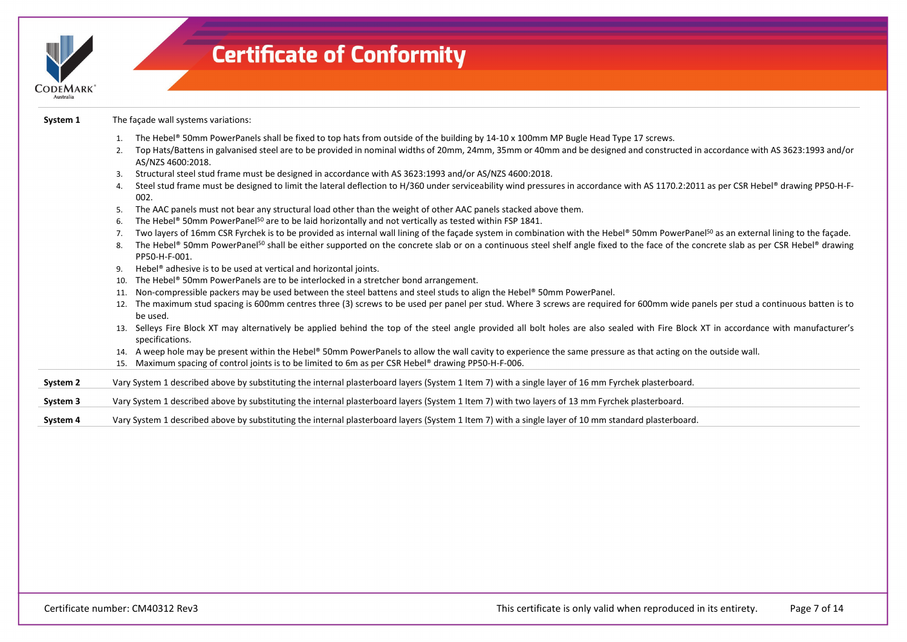| | |
|---|---|
| **System 1** | The façade wall systems variations:<br>1. The Hebel® 50mm PowerPanels shall be fixed to top hats from outside of the building by 14-10 x 100mm MP Bugle Head Type 17 screws.<br>2. Top Hats/Battens in galvanised steel are to be provided in nominal widths of 20mm, 24mm, 35mm or 40mm and be designed and constructed in accordance with AS 3623:1993 and/or AS/NZS 4600:2018.<br>3. Structural steel stud frame must be designed in accordance with AS 3623:1993 and/or AS/NZS 4600:2018.<br>4. Steel stud frame must be designed to limit the lateral deflection to H/360 under serviceability wind pressures in accordance with AS 1170.2:2011 as per CSR Hebel® drawing PP50-H-F-002.<br>5. The AAC panels must not bear any structural load other than the weight of other AAC panels stacked above them.<br>6. The Hebel® 50mm PowerPanel[50] are to be laid horizontally and not vertically as tested within FSP 1841.<br>7. Two layers of 16mm CSR Fyrchek is to be provided as internal wall lining of the façade system in combination with the Hebel® 50mm PowerPanel[50] as an external lining to the façade.<br>8. The Hebel® 50mm PowerPanel[50] shall be either supported on the concrete slab or on a continuous steel shelf angle fixed to the face of the concrete slab as per CSR Hebel® drawing PP50-H-F-001.<br>9. Hebel® adhesive is to be used at vertical and horizontal joints.<br>10. The Hebel® 50mm PowerPanels are to be interlocked in a stretcher bond arrangement.<br>11. Non-compressible packers may be used between the steel battens and steel studs to align the Hebel® 50mm PowerPanel.<br>12. The maximum stud spacing is 600mm centres three (3) screws to be used per panel per stud. Where 3 screws are required for 600mm wide panels per stud a continuous batten is to be used.<br>13. Selleys Fire Block XT may alternatively be applied behind the top of the steel angle provided all bolt holes are also sealed with Fire Block XT in accordance with manufacturer's specifications.<br>14. A weep hole may be present within the Hebel® 50mm PowerPanels to allow the wall cavity to experience the same pressure as that acting on the outside wall.<br>15. Maximum spacing of control joints is to be limited to 6m as per CSR Hebel® drawing PP50-H-F-006. |
| **System 2** | Vary System 1 described above by substituting the internal plasterboard layers (System 1 Item 7) with a single layer of 16 mm Fyrchek plasterboard. |
| **System 3** | Vary System 1 described above by substituting the internal plasterboard layers (System 1 Item 7) with two layers of 13 mm Fyrchek plasterboard. |
| **System 4** | Vary System 1 described above by substituting the internal plasterboard layers (System 1 Item 7) with a single layer of 10 mm standard plasterboard. |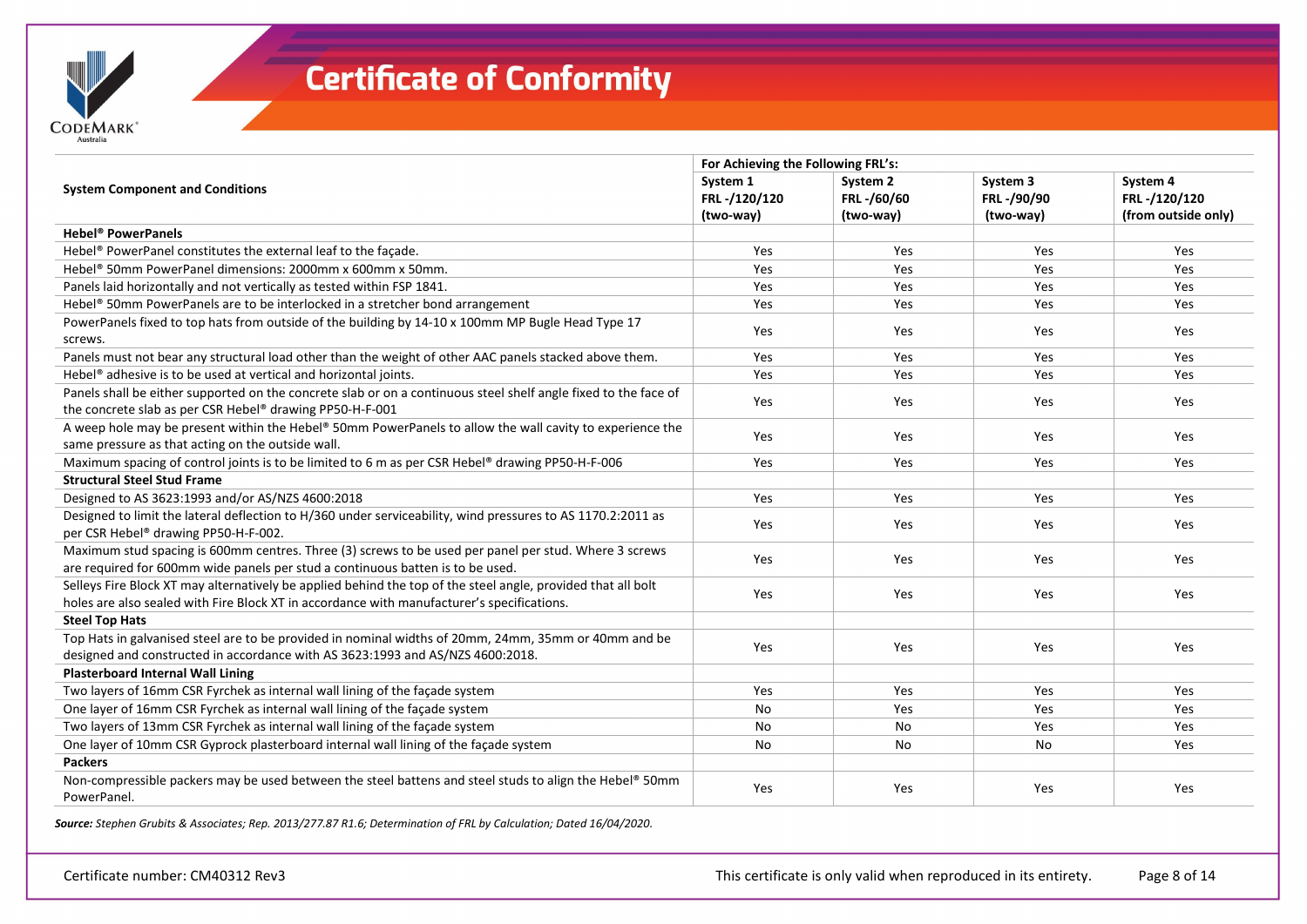# Certificate of Conformity

| System Component and Conditions | For Achieving the Following FRL's: | | | |
|---|---|---|---|---|
| | **System 1 FRL -/120/120 (two-way)** | **System 2 FRL -/60/60 (two-way)** | **System 3 FRL -/90/90 (two-way)** | **System 4 FRL -/120/120 (from outside only)** |
| **Hebel® PowerPanels** | | | | |
| Hebel® PowerPanel constitutes the external leaf to the façade. | Yes | Yes | Yes | Yes |
| Hebel® 50mm PowerPanel dimensions: 2000mm x 600mm x 50mm. | Yes | Yes | Yes | Yes |
| Panels laid horizontally and not vertically as tested within FSP 1841. | Yes | Yes | Yes | Yes |
| Hebel® 50mm PowerPanels are to be interlocked in a stretcher bond arrangement | Yes | Yes | Yes | Yes |
| PowerPanels fixed to top hats from outside of the building by 14-10 x 100mm MP Bugle Head Type 17 screws. | Yes | Yes | Yes | Yes |
| Panels must not bear any structural load other than the weight of other AAC panels stacked above them. | Yes | Yes | Yes | Yes |
| Hebel® adhesive is to be used at vertical and horizontal joints. | Yes | Yes | Yes | Yes |
| Panels shall be either supported on the concrete slab or on a continuous steel shelf angle fixed to the face of the concrete slab as per CSR Hebel® drawing PP50-H-F-001 | Yes | Yes | Yes | Yes |
| A weep hole may be present within the Hebel® 50mm PowerPanels to allow the wall cavity to experience the same pressure as that acting on the outside wall. | Yes | Yes | Yes | Yes |
| Maximum spacing of control joints is to be limited to 6 m as per CSR Hebel® drawing PP50-H-F-006 | Yes | Yes | Yes | Yes |
| **Structural Steel Stud Frame** | | | | |
| Designed to AS 3623:1993 and/or AS/NZS 4600:2018 | Yes | Yes | Yes | Yes |
| Designed to limit the lateral deflection to H/360 under serviceability, wind pressures to AS 1170.2:2011 as per CSR Hebel® drawing PP50-H-F-002. | Yes | Yes | Yes | Yes |
| Maximum stud spacing is 600mm centres. Three (3) screws to be used per panel per stud. Where 3 screws are required for 600mm wide panels per stud a continuous batten is to be used. | Yes | Yes | Yes | Yes |
| Selleys Fire Block XT may alternatively be applied behind the top of the steel angle, provided that all bolt holes are also sealed with Fire Block XT in accordance with manufacturer's specifications. | Yes | Yes | Yes | Yes |
| **Steel Top Hats** | | | | |
| Top Hats in galvanised steel are to be provided in nominal widths of 20mm, 24mm, 35mm or 40mm and be designed and constructed in accordance with AS 3623:1993 and AS/NZS 4600:2018. | Yes | Yes | Yes | Yes |
| **Plasterboard Internal Wall Lining** | | | | |
| Two layers of 16mm CSR Fyrchek as internal wall lining of the façade system | Yes | Yes | Yes | Yes |
| One layer of 16mm CSR Fyrchek as internal wall lining of the façade system | No | Yes | Yes | Yes |
| Two layers of 13mm CSR Fyrchek as internal wall lining of the façade system | No | No | Yes | Yes |
| One layer of 10mm CSR Gyprock plasterboard internal wall lining of the façade system | No | No | No | Yes |
| **Packers** | | | | |
| Non-compressible packers may be used between the steel battens and steel studs to align the Hebel® 50mm PowerPanel. | Yes | Yes | Yes | Yes |

***Source:*** *Stephen Grubits & Associates; Rep. 2013/277.87 R1.6; Determination of FRL by Calculation; Dated 16/04/2020.*

Certificate number: CM40312 Rev3

This certificate is only valid when reproduced in its entirety.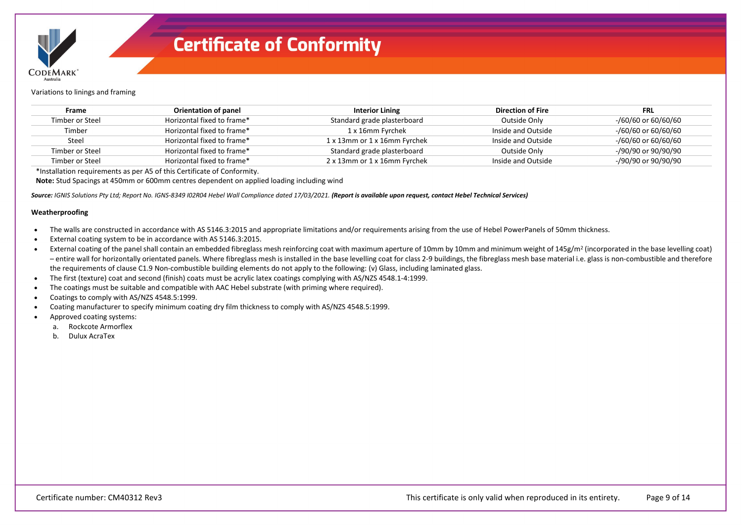Variations to linings and framing

| Frame | Orientation of panel | Interior Lining | Direction of Fire | FRL |
|---|---|---|---|---|
| Timber or Steel | Horizontal fixed to frame* | Standard grade plasterboard | Outside Only | -/60/60 or 60/60/60 |
| Timber | Horizontal fixed to frame* | 1 x 16mm Fyrchek | Inside and Outside | -/60/60 or 60/60/60 |
| Steel | Horizontal fixed to frame* | 1 x 13mm or 1 x 16mm Fyrchek | Inside and Outside | -/60/60 or 60/60/60 |
| Timber or Steel | Horizontal fixed to frame* | Standard grade plasterboard | Outside Only | -/90/90 or 90/90/90 |
| Timber or Steel | Horizontal fixed to frame* | 2 x 13mm or 1 x 16mm Fyrchek | Inside and Outside | -/90/90 or 90/90/90 |

*Installation requirements as per A5 of this Certificate of Conformity.

**Note:** Stud Spacings at 450mm or 600mm centres dependent on applied loading including wind

***Source:*** *IGNIS Solutions Pty Ltd; Report No. IGNS-8349 I02R04 Hebel Wall Compliance dated 17/03/2021.* ***(Report is available upon request, contact Hebel Technical Services)***

**Weatherproofing**

- The walls are constructed in accordance with AS 5146.3:2015 and appropriate limitations and/or requirements arising from the use of Hebel PowerPanels of 50mm thickness.
- External coating system to be in accordance with AS 5146.3:2015.
- External coating of the panel shall contain an embedded fibreglass mesh reinforcing coat with maximum aperture of 10mm by 10mm and minimum weight of 145g/m$^2$ (incorporated in the base levelling coat) – entire wall for horizontally orientated panels. Where fibreglass mesh is installed in the base levelling coat for class 2-9 buildings, the fibreglass mesh base material i.e. glass is non-combustible and therefore the requirements of clause C1.9 Non-combustible building elements do not apply to the following: (v) Glass, including laminated glass.
- The first (texture) coat and second (finish) coats must be acrylic latex coatings complying with AS/NZS 4548.1-4:1999.
- The coatings must be suitable and compatible with AAC Hebel substrate (with priming where required).
- Coatings to comply with AS/NZS 4548.5:1999.
- Coating manufacturer to specify minimum coating dry film thickness to comply with AS/NZS 4548.5:1999.
- Approved coating systems:
  a. Rockcote Armorflex
  b. Dulux AcraTex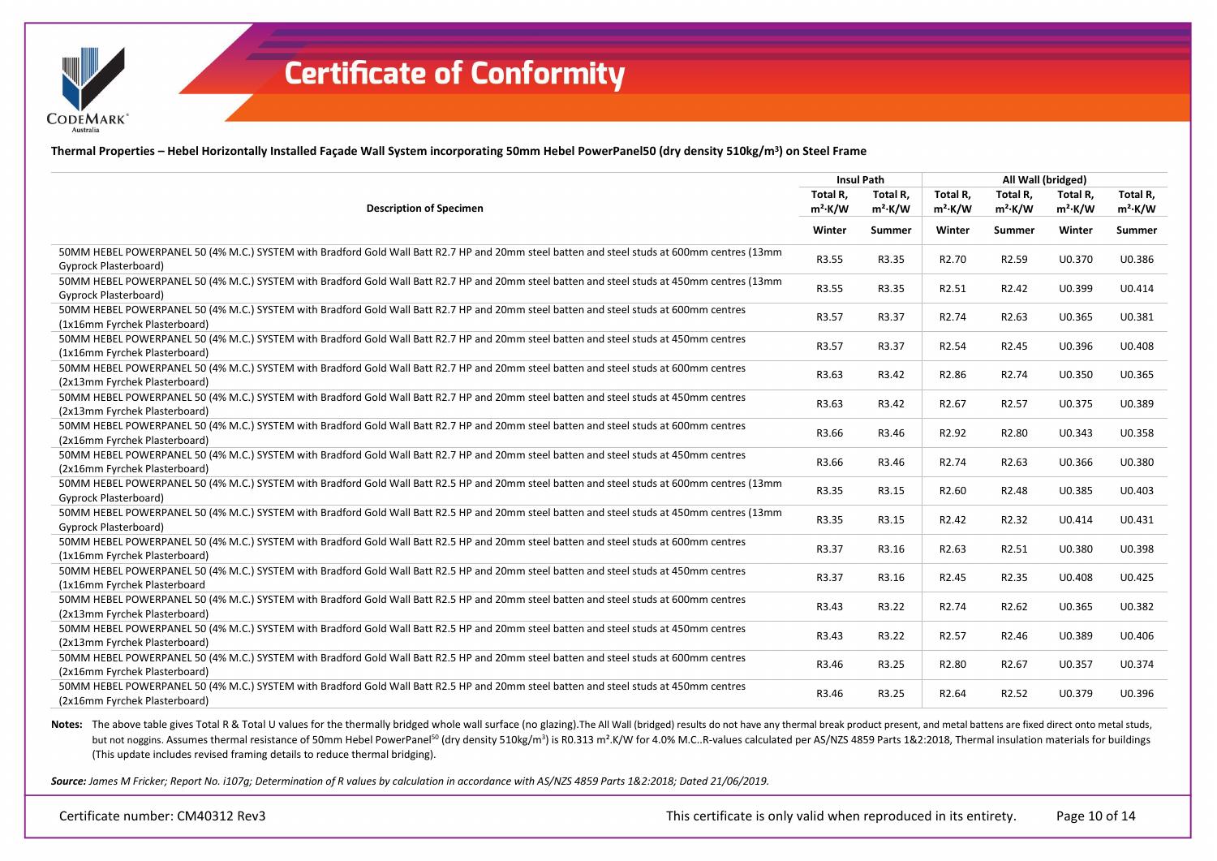# Certificate of Conformity

**Thermal Properties – Hebel Horizontally Installed Façade Wall System incorporating 50mm Hebel PowerPanel50 (dry density 510kg/m³) on Steel Frame**

| Description of Specimen | Insul Path | | All Wall (bridged) | | | |
|---|---|---|---|---|---|---|
| | Total R, m²·K/W | Total R, m²·K/W | Total R, m²·K/W | Total R, m²·K/W | Total R, m²·K/W | Total R, m²·K/W |
| | Winter | Summer | Winter | Summer | Winter | Summer |
| 50MM HEBEL POWERPANEL 50 (4% M.C.) SYSTEM with Bradford Gold Wall Batt R2.7 HP and 20mm steel batten and steel studs at 600mm centres (13mm Gyprock Plasterboard) | R3.55 | R3.35 | R2.70 | R2.59 | U0.370 | U0.386 |
| 50MM HEBEL POWERPANEL 50 (4% M.C.) SYSTEM with Bradford Gold Wall Batt R2.7 HP and 20mm steel batten and steel studs at 450mm centres (13mm Gyprock Plasterboard) | R3.55 | R3.35 | R2.51 | R2.42 | U0.399 | U0.414 |
| 50MM HEBEL POWERPANEL 50 (4% M.C.) SYSTEM with Bradford Gold Wall Batt R2.7 HP and 20mm steel batten and steel studs at 600mm centres (1x16mm Fyrchek Plasterboard) | R3.57 | R3.37 | R2.74 | R2.63 | U0.365 | U0.381 |
| 50MM HEBEL POWERPANEL 50 (4% M.C.) SYSTEM with Bradford Gold Wall Batt R2.7 HP and 20mm steel batten and steel studs at 450mm centres (1x16mm Fyrchek Plasterboard) | R3.57 | R3.37 | R2.54 | R2.45 | U0.396 | U0.408 |
| 50MM HEBEL POWERPANEL 50 (4% M.C.) SYSTEM with Bradford Gold Wall Batt R2.7 HP and 20mm steel batten and steel studs at 600mm centres (2x13mm Fyrchek Plasterboard) | R3.63 | R3.42 | R2.86 | R2.74 | U0.350 | U0.365 |
| 50MM HEBEL POWERPANEL 50 (4% M.C.) SYSTEM with Bradford Gold Wall Batt R2.7 HP and 20mm steel batten and steel studs at 450mm centres (2x13mm Fyrchek Plasterboard) | R3.63 | R3.42 | R2.67 | R2.57 | U0.375 | U0.389 |
| 50MM HEBEL POWERPANEL 50 (4% M.C.) SYSTEM with Bradford Gold Wall Batt R2.7 HP and 20mm steel batten and steel studs at 600mm centres (2x16mm Fyrchek Plasterboard) | R3.66 | R3.46 | R2.92 | R2.80 | U0.343 | U0.358 |
| 50MM HEBEL POWERPANEL 50 (4% M.C.) SYSTEM with Bradford Gold Wall Batt R2.7 HP and 20mm steel batten and steel studs at 450mm centres (2x16mm Fyrchek Plasterboard) | R3.66 | R3.46 | R2.74 | R2.63 | U0.366 | U0.380 |
| 50MM HEBEL POWERPANEL 50 (4% M.C.) SYSTEM with Bradford Gold Wall Batt R2.5 HP and 20mm steel batten and steel studs at 600mm centres (13mm Gyprock Plasterboard) | R3.35 | R3.15 | R2.60 | R2.48 | U0.385 | U0.403 |
| 50MM HEBEL POWERPANEL 50 (4% M.C.) SYSTEM with Bradford Gold Wall Batt R2.5 HP and 20mm steel batten and steel studs at 450mm centres (13mm Gyprock Plasterboard) | R3.35 | R3.15 | R2.42 | R2.32 | U0.414 | U0.431 |
| 50MM HEBEL POWERPANEL 50 (4% M.C.) SYSTEM with Bradford Gold Wall Batt R2.5 HP and 20mm steel batten and steel studs at 600mm centres (1x16mm Fyrchek Plasterboard) | R3.37 | R3.16 | R2.63 | R2.51 | U0.380 | U0.398 |
| 50MM HEBEL POWERPANEL 50 (4% M.C.) SYSTEM with Bradford Gold Wall Batt R2.5 HP and 20mm steel batten and steel studs at 450mm centres (1x16mm Fyrchek Plasterboard | R3.37 | R3.16 | R2.45 | R2.35 | U0.408 | U0.425 |
| 50MM HEBEL POWERPANEL 50 (4% M.C.) SYSTEM with Bradford Gold Wall Batt R2.5 HP and 20mm steel batten and steel studs at 600mm centres (2x13mm Fyrchek Plasterboard) | R3.43 | R3.22 | R2.74 | R2.62 | U0.365 | U0.382 |
| 50MM HEBEL POWERPANEL 50 (4% M.C.) SYSTEM with Bradford Gold Wall Batt R2.5 HP and 20mm steel batten and steel studs at 450mm centres (2x13mm Fyrchek Plasterboard) | R3.43 | R3.22 | R2.57 | R2.46 | U0.389 | U0.406 |
| 50MM HEBEL POWERPANEL 50 (4% M.C.) SYSTEM with Bradford Gold Wall Batt R2.5 HP and 20mm steel batten and steel studs at 600mm centres (2x16mm Fyrchek Plasterboard) | R3.46 | R3.25 | R2.80 | R2.67 | U0.357 | U0.374 |
| 50MM HEBEL POWERPANEL 50 (4% M.C.) SYSTEM with Bradford Gold Wall Batt R2.5 HP and 20mm steel batten and steel studs at 450mm centres (2x16mm Fyrchek Plasterboard) | R3.46 | R3.25 | R2.64 | R2.52 | U0.379 | U0.396 |

**Notes:** The above table gives Total R & Total U values for the thermally bridged whole wall surface (no glazing).The All Wall (bridged) results do not have any thermal break product present, and metal battens are fixed direct onto metal studs, but not noggins. Assumes thermal resistance of 50mm Hebel PowerPanel[50] (dry density 510kg/m³) is R0.313 m².K/W for 4.0% M.C..R-values calculated per AS/NZS 4859 Parts 1&2:2018, Thermal insulation materials for buildings (This update includes revised framing details to reduce thermal bridging).

***Source:** James M Fricker; Report No. i107g; Determination of R values by calculation in accordance with AS/NZS 4859 Parts 1&2:2018; Dated 21/06/2019.*

Certificate number: CM40312 Rev3

This certificate is only valid when reproduced in its entirety.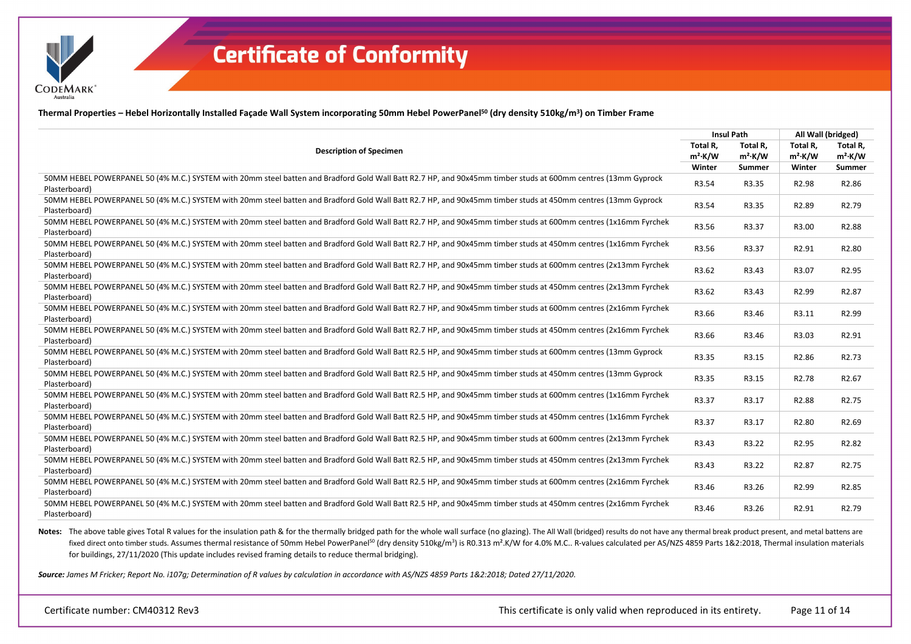# Certificate of Conformity

**Thermal Properties – Hebel Horizontally Installed Façade Wall System incorporating 50mm Hebel PowerPanel[50] (dry density 510kg/m³) on Timber Frame**

| Description of Specimen | Insul Path | | All Wall (bridged) | |
|---|---|---|---|---|
| | Total R, m²·K/W Winter | Total R, m²·K/W Summer | Total R, m²·K/W Winter | Total R, m²·K/W Summer |
| 50MM HEBEL POWERPANEL 50 (4% M.C.) SYSTEM with 20mm steel batten and Bradford Gold Wall Batt R2.7 HP, and 90x45mm timber studs at 600mm centres (13mm Gyprock Plasterboard) | R3.54 | R3.35 | R2.98 | R2.86 |
| 50MM HEBEL POWERPANEL 50 (4% M.C.) SYSTEM with 20mm steel batten and Bradford Gold Wall Batt R2.7 HP, and 90x45mm timber studs at 450mm centres (13mm Gyprock Plasterboard) | R3.54 | R3.35 | R2.89 | R2.79 |
| 50MM HEBEL POWERPANEL 50 (4% M.C.) SYSTEM with 20mm steel batten and Bradford Gold Wall Batt R2.7 HP, and 90x45mm timber studs at 600mm centres (1x16mm Fyrchek Plasterboard) | R3.56 | R3.37 | R3.00 | R2.88 |
| 50MM HEBEL POWERPANEL 50 (4% M.C.) SYSTEM with 20mm steel batten and Bradford Gold Wall Batt R2.7 HP, and 90x45mm timber studs at 450mm centres (1x16mm Fyrchek Plasterboard) | R3.56 | R3.37 | R2.91 | R2.80 |
| 50MM HEBEL POWERPANEL 50 (4% M.C.) SYSTEM with 20mm steel batten and Bradford Gold Wall Batt R2.7 HP, and 90x45mm timber studs at 600mm centres (2x13mm Fyrchek Plasterboard) | R3.62 | R3.43 | R3.07 | R2.95 |
| 50MM HEBEL POWERPANEL 50 (4% M.C.) SYSTEM with 20mm steel batten and Bradford Gold Wall Batt R2.7 HP, and 90x45mm timber studs at 450mm centres (2x13mm Fyrchek Plasterboard) | R3.62 | R3.43 | R2.99 | R2.87 |
| 50MM HEBEL POWERPANEL 50 (4% M.C.) SYSTEM with 20mm steel batten and Bradford Gold Wall Batt R2.7 HP, and 90x45mm timber studs at 600mm centres (2x16mm Fyrchek Plasterboard) | R3.66 | R3.46 | R3.11 | R2.99 |
| 50MM HEBEL POWERPANEL 50 (4% M.C.) SYSTEM with 20mm steel batten and Bradford Gold Wall Batt R2.7 HP, and 90x45mm timber studs at 450mm centres (2x16mm Fyrchek Plasterboard) | R3.66 | R3.46 | R3.03 | R2.91 |
| 50MM HEBEL POWERPANEL 50 (4% M.C.) SYSTEM with 20mm steel batten and Bradford Gold Wall Batt R2.5 HP, and 90x45mm timber studs at 600mm centres (13mm Gyprock Plasterboard) | R3.35 | R3.15 | R2.86 | R2.73 |
| 50MM HEBEL POWERPANEL 50 (4% M.C.) SYSTEM with 20mm steel batten and Bradford Gold Wall Batt R2.5 HP, and 90x45mm timber studs at 450mm centres (13mm Gyprock Plasterboard) | R3.35 | R3.15 | R2.78 | R2.67 |
| 50MM HEBEL POWERPANEL 50 (4% M.C.) SYSTEM with 20mm steel batten and Bradford Gold Wall Batt R2.5 HP, and 90x45mm timber studs at 600mm centres (1x16mm Fyrchek Plasterboard) | R3.37 | R3.17 | R2.88 | R2.75 |
| 50MM HEBEL POWERPANEL 50 (4% M.C.) SYSTEM with 20mm steel batten and Bradford Gold Wall Batt R2.5 HP, and 90x45mm timber studs at 450mm centres (1x16mm Fyrchek Plasterboard) | R3.37 | R3.17 | R2.80 | R2.69 |
| 50MM HEBEL POWERPANEL 50 (4% M.C.) SYSTEM with 20mm steel batten and Bradford Gold Wall Batt R2.5 HP, and 90x45mm timber studs at 600mm centres (2x13mm Fyrchek Plasterboard) | R3.43 | R3.22 | R2.95 | R2.82 |
| 50MM HEBEL POWERPANEL 50 (4% M.C.) SYSTEM with 20mm steel batten and Bradford Gold Wall Batt R2.5 HP, and 90x45mm timber studs at 450mm centres (2x13mm Fyrchek Plasterboard) | R3.43 | R3.22 | R2.87 | R2.75 |
| 50MM HEBEL POWERPANEL 50 (4% M.C.) SYSTEM with 20mm steel batten and Bradford Gold Wall Batt R2.5 HP, and 90x45mm timber studs at 600mm centres (2x16mm Fyrchek Plasterboard) | R3.46 | R3.26 | R2.99 | R2.85 |
| 50MM HEBEL POWERPANEL 50 (4% M.C.) SYSTEM with 20mm steel batten and Bradford Gold Wall Batt R2.5 HP, and 90x45mm timber studs at 450mm centres (2x16mm Fyrchek Plasterboard) | R3.46 | R3.26 | R2.91 | R2.79 |

**Notes:** The above table gives Total R values for the insulation path & for the thermally bridged path for the whole wall surface (no glazing). The All Wall (bridged) results do not have any thermal break product present, and metal battens are fixed direct onto timber studs. Assumes thermal resistance of 50mm Hebel PowerPanel[50] (dry density 510kg/m³) is R0.313 m².K/W for 4.0% M.C.. R-values calculated per AS/NZS 4859 Parts 1&2:2018, Thermal insulation materials for buildings, 27/11/2020 (This update includes revised framing details to reduce thermal bridging).

***Source:*** *James M Fricker; Report No. i107g; Determination of R values by calculation in accordance with AS/NZS 4859 Parts 1&2:2018; Dated 27/11/2020.*

Certificate number: CM40312 Rev3

This certificate is only valid when reproduced in its entirety.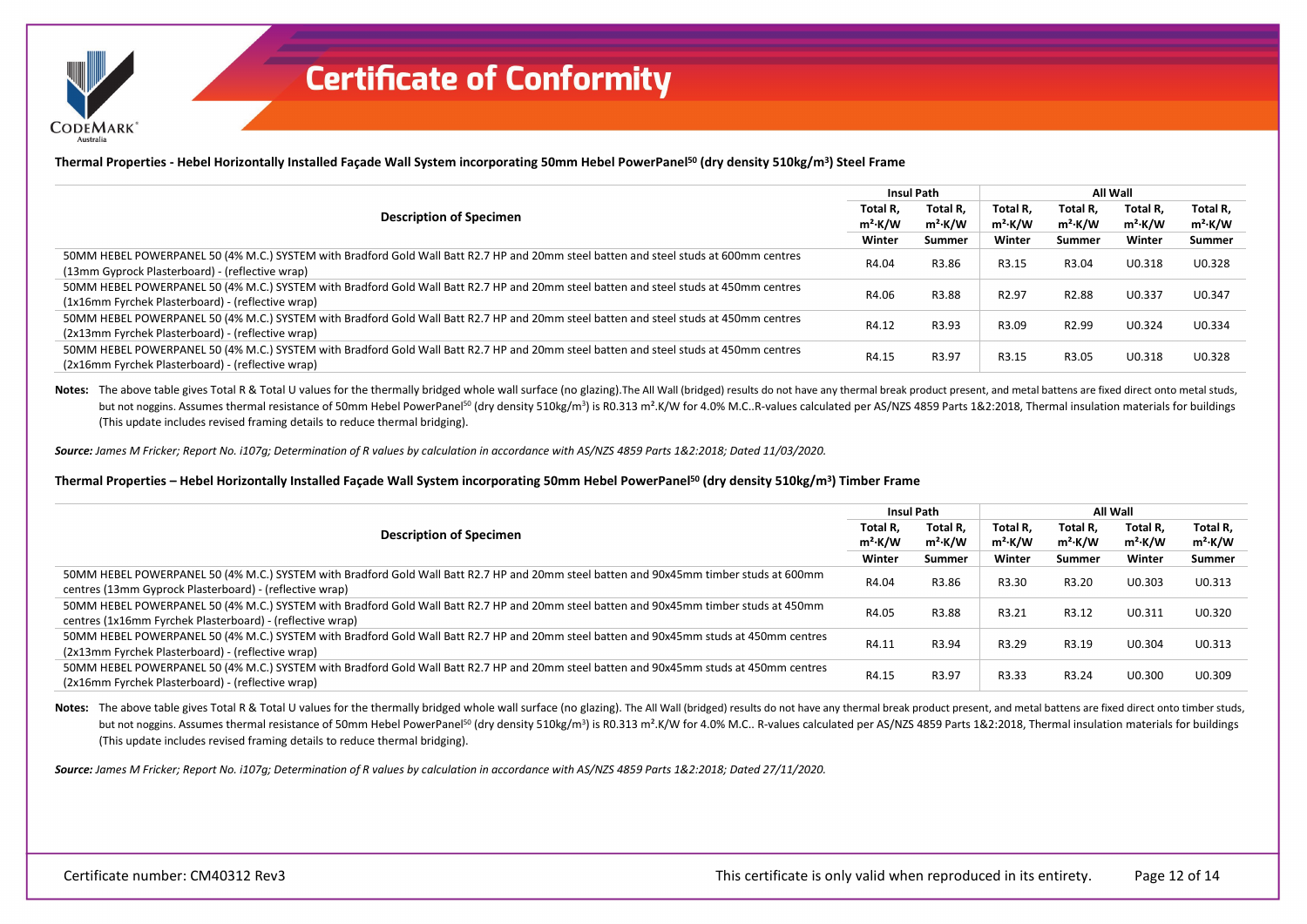# Certificate of Conformity

**Thermal Properties - Hebel Horizontally Installed Façade Wall System incorporating 50mm Hebel PowerPanel[50] (dry density 510kg/m³) Steel Frame**

| Description of Specimen | Insul Path | | All Wall | | | |
|---|---|---|---|---|---|---|
| | Total R, m²·K/W | Total R, m²·K/W | Total R, m²·K/W | Total R, m²·K/W | Total R, m²·K/W | Total R, m²·K/W |
| | Winter | Summer | Winter | Summer | Winter | Summer |
| 50MM HEBEL POWERPANEL 50 (4% M.C.) SYSTEM with Bradford Gold Wall Batt R2.7 HP and 20mm steel batten and steel studs at 600mm centres (13mm Gyprock Plasterboard) - (reflective wrap) | R4.04 | R3.86 | R3.15 | R3.04 | U0.318 | U0.328 |
| 50MM HEBEL POWERPANEL 50 (4% M.C.) SYSTEM with Bradford Gold Wall Batt R2.7 HP and 20mm steel batten and steel studs at 450mm centres (1x16mm Fyrchek Plasterboard) - (reflective wrap) | R4.06 | R3.88 | R2.97 | R2.88 | U0.337 | U0.347 |
| 50MM HEBEL POWERPANEL 50 (4% M.C.) SYSTEM with Bradford Gold Wall Batt R2.7 HP and 20mm steel batten and steel studs at 450mm centres (2x13mm Fyrchek Plasterboard) - (reflective wrap) | R4.12 | R3.93 | R3.09 | R2.99 | U0.324 | U0.334 |
| 50MM HEBEL POWERPANEL 50 (4% M.C.) SYSTEM with Bradford Gold Wall Batt R2.7 HP and 20mm steel batten and steel studs at 450mm centres (2x16mm Fyrchek Plasterboard) - (reflective wrap) | R4.15 | R3.97 | R3.15 | R3.05 | U0.318 | U0.328 |

**Notes:** The above table gives Total R & Total U values for the thermally bridged whole wall surface (no glazing).The All Wall (bridged) results do not have any thermal break product present, and metal battens are fixed direct onto metal studs, but not noggins. Assumes thermal resistance of 50mm Hebel PowerPanel[50] (dry density 510kg/m³) is R0.313 m².K/W for 4.0% M.C..R-values calculated per AS/NZS 4859 Parts 1&2:2018, Thermal insulation materials for buildings (This update includes revised framing details to reduce thermal bridging).

***Source:** James M Fricker; Report No. i107g; Determination of R values by calculation in accordance with AS/NZS 4859 Parts 1&2:2018; Dated 11/03/2020.*

**Thermal Properties – Hebel Horizontally Installed Façade Wall System incorporating 50mm Hebel PowerPanel[50] (dry density 510kg/m³) Timber Frame**

| Description of Specimen | Insul Path | | All Wall | | | |
|---|---|---|---|---|---|---|
| | Total R, m²·K/W | Total R, m²·K/W | Total R, m²·K/W | Total R, m²·K/W | Total R, m²·K/W | Total R, m²·K/W |
| | Winter | Summer | Winter | Summer | Winter | Summer |
| 50MM HEBEL POWERPANEL 50 (4% M.C.) SYSTEM with Bradford Gold Wall Batt R2.7 HP and 20mm steel batten and 90x45mm timber studs at 600mm centres (13mm Gyprock Plasterboard) - (reflective wrap) | R4.04 | R3.86 | R3.30 | R3.20 | U0.303 | U0.313 |
| 50MM HEBEL POWERPANEL 50 (4% M.C.) SYSTEM with Bradford Gold Wall Batt R2.7 HP and 20mm steel batten and 90x45mm timber studs at 450mm centres (1x16mm Fyrchek Plasterboard) - (reflective wrap) | R4.05 | R3.88 | R3.21 | R3.12 | U0.311 | U0.320 |
| 50MM HEBEL POWERPANEL 50 (4% M.C.) SYSTEM with Bradford Gold Wall Batt R2.7 HP and 20mm steel batten and 90x45mm studs at 450mm centres (2x13mm Fyrchek Plasterboard) - (reflective wrap) | R4.11 | R3.94 | R3.29 | R3.19 | U0.304 | U0.313 |
| 50MM HEBEL POWERPANEL 50 (4% M.C.) SYSTEM with Bradford Gold Wall Batt R2.7 HP and 20mm steel batten and 90x45mm studs at 450mm centres (2x16mm Fyrchek Plasterboard) - (reflective wrap) | R4.15 | R3.97 | R3.33 | R3.24 | U0.300 | U0.309 |

**Notes:** The above table gives Total R & Total U values for the thermally bridged whole wall surface (no glazing). The All Wall (bridged) results do not have any thermal break product present, and metal battens are fixed direct onto timber studs, but not noggins. Assumes thermal resistance of 50mm Hebel PowerPanel[50] (dry density 510kg/m³) is R0.313 m².K/W for 4.0% M.C.. R-values calculated per AS/NZS 4859 Parts 1&2:2018, Thermal insulation materials for buildings (This update includes revised framing details to reduce thermal bridging).

***Source:** James M Fricker; Report No. i107g; Determination of R values by calculation in accordance with AS/NZS 4859 Parts 1&2:2018; Dated 27/11/2020.*

Certificate number: CM40312 Rev3

This certificate is only valid when reproduced in its entirety.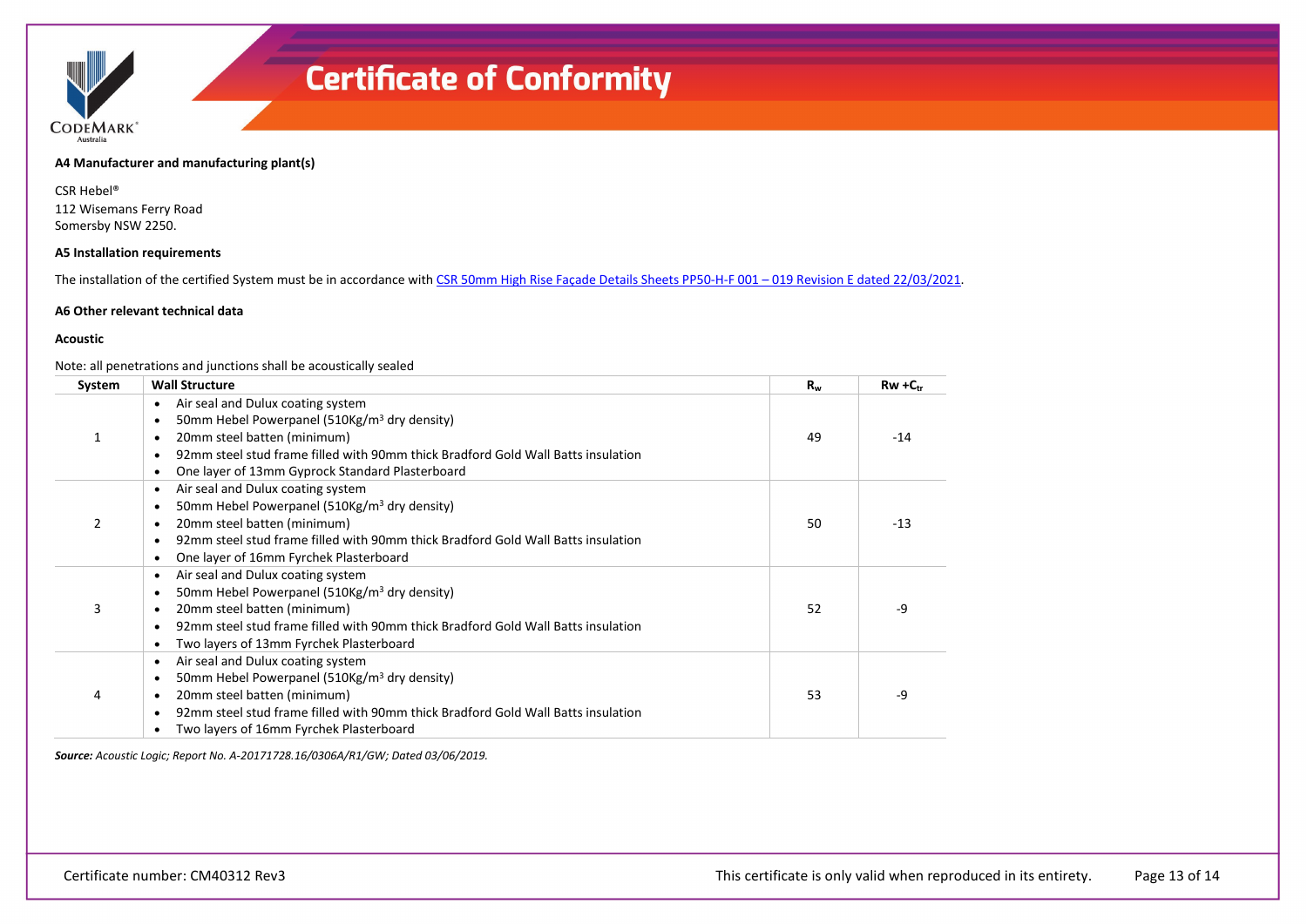#### A4 Manufacturer and manufacturing plant(s)

CSR Hebel®
112 Wisemans Ferry Road
Somersby NSW 2250.

#### A5 Installation requirements

The installation of the certified System must be in accordance with CSR 50mm High Rise Façade Details Sheets PP50-H-F 001 – 019 Revision E dated 22/03/2021.

#### A6 Other relevant technical data

**Acoustic**

Note: all penetrations and junctions shall be acoustically sealed

| System | Wall Structure | $R_w$ | Rw +$C_{tr}$ |
|---|---|---|---|
| 1 | • Air seal and Dulux coating system<br>• 50mm Hebel Powerpanel (510Kg/m³ dry density)<br>• 20mm steel batten (minimum)<br>• 92mm steel stud frame filled with 90mm thick Bradford Gold Wall Batts insulation<br>• One layer of 13mm Gyprock Standard Plasterboard | 49 | -14 |
| 2 | • Air seal and Dulux coating system<br>• 50mm Hebel Powerpanel (510Kg/m³ dry density)<br>• 20mm steel batten (minimum)<br>• 92mm steel stud frame filled with 90mm thick Bradford Gold Wall Batts insulation<br>• One layer of 16mm Fyrchek Plasterboard | 50 | -13 |
| 3 | • Air seal and Dulux coating system<br>• 50mm Hebel Powerpanel (510Kg/m³ dry density)<br>• 20mm steel batten (minimum)<br>• 92mm steel stud frame filled with 90mm thick Bradford Gold Wall Batts insulation<br>• Two layers of 13mm Fyrchek Plasterboard | 52 | -9 |
| 4 | • Air seal and Dulux coating system<br>• 50mm Hebel Powerpanel (510Kg/m³ dry density)<br>• 20mm steel batten (minimum)<br>• 92mm steel stud frame filled with 90mm thick Bradford Gold Wall Batts insulation<br>• Two layers of 16mm Fyrchek Plasterboard | 53 | -9 |

***Source:*** *Acoustic Logic; Report No. A-20171728.16/0306A/R1/GW; Dated 03/06/2019.*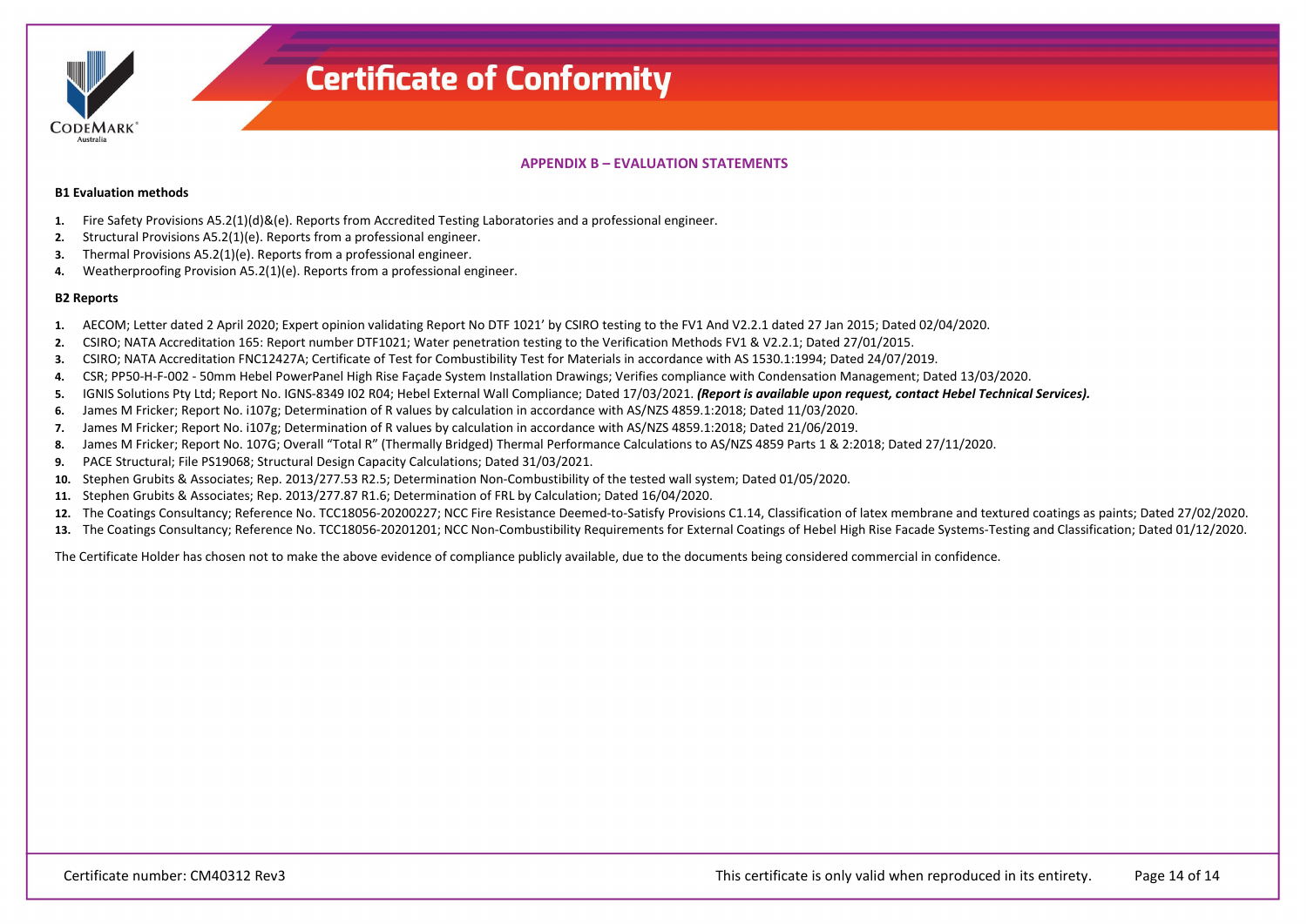## APPENDIX B – EVALUATION STATEMENTS

### B1 Evaluation methods

1. Fire Safety Provisions A5.2(1)(d)&(e). Reports from Accredited Testing Laboratories and a professional engineer.
2. Structural Provisions A5.2(1)(e). Reports from a professional engineer.
3. Thermal Provisions A5.2(1)(e). Reports from a professional engineer.
4. Weatherproofing Provision A5.2(1)(e). Reports from a professional engineer.

### B2 Reports

1. AECOM; Letter dated 2 April 2020; Expert opinion validating Report No DTF 1021' by CSIRO testing to the FV1 And V2.2.1 dated 27 Jan 2015; Dated 02/04/2020.
2. CSIRO; NATA Accreditation 165: Report number DTF1021; Water penetration testing to the Verification Methods FV1 & V2.2.1; Dated 27/01/2015.
3. CSIRO; NATA Accreditation FNC12427A; Certificate of Test for Combustibility Test for Materials in accordance with AS 1530.1:1994; Dated 24/07/2019.
4. CSR; PP50-H-F-002 - 50mm Hebel PowerPanel High Rise Façade System Installation Drawings; Verifies compliance with Condensation Management; Dated 13/03/2020.
5. IGNIS Solutions Pty Ltd; Report No. IGNS-8349 I02 R04; Hebel External Wall Compliance; Dated 17/03/2021. ***(Report is available upon request, contact Hebel Technical Services).***
6. James M Fricker; Report No. i107g; Determination of R values by calculation in accordance with AS/NZS 4859.1:2018; Dated 11/03/2020.
7. James M Fricker; Report No. i107g; Determination of R values by calculation in accordance with AS/NZS 4859.1:2018; Dated 21/06/2019.
8. James M Fricker; Report No. 107G; Overall "Total R" (Thermally Bridged) Thermal Performance Calculations to AS/NZS 4859 Parts 1 & 2:2018; Dated 27/11/2020.
9. PACE Structural; File PS19068; Structural Design Capacity Calculations; Dated 31/03/2021.
10. Stephen Grubits & Associates; Rep. 2013/277.53 R2.5; Determination Non-Combustibility of the tested wall system; Dated 01/05/2020.
11. Stephen Grubits & Associates; Rep. 2013/277.87 R1.6; Determination of FRL by Calculation; Dated 16/04/2020.
12. The Coatings Consultancy; Reference No. TCC18056-20200227; NCC Fire Resistance Deemed-to-Satisfy Provisions C1.14, Classification of latex membrane and textured coatings as paints; Dated 27/02/2020.
13. The Coatings Consultancy; Reference No. TCC18056-20201201; NCC Non-Combustibility Requirements for External Coatings of Hebel High Rise Facade Systems-Testing and Classification; Dated 01/12/2020.

The Certificate Holder has chosen not to make the above evidence of compliance publicly available, due to the documents being considered commercial in confidence.